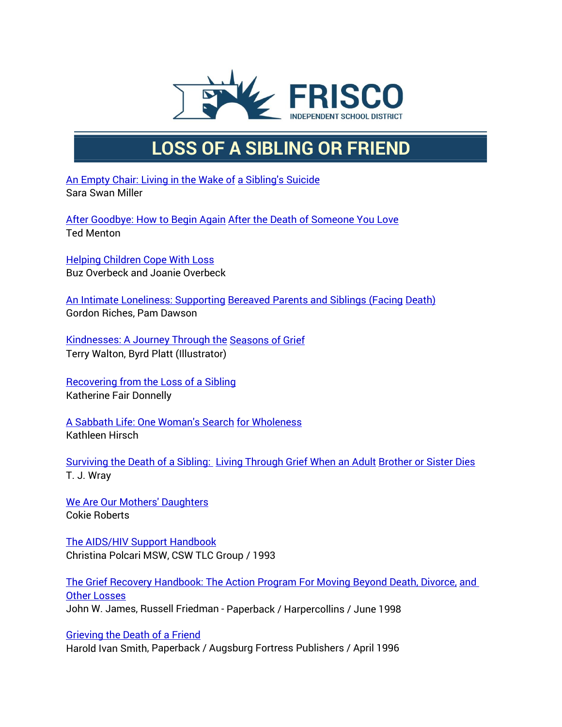FRISCO INDEPENDENT SCHOOL DISTRICT

# LOSS OF A SIBLING OR FRIEND

An Empty Chair: Living in the Wake of a Sibling's Suicide
Sara Swan Miller

After Goodbye: How to Begin Again After the Death of Someone You Love
Ted Menton

Helping Children Cope With Loss
Buz Overbeck and Joanie Overbeck

An Intimate Loneliness: Supporting Bereaved Parents and Siblings (Facing Death)
Gordon Riches, Pam Dawson

Kindnesses: A Journey Through the Seasons of Grief
Terry Walton, Byrd Platt (Illustrator)

Recovering from the Loss of a Sibling
Katherine Fair Donnelly

A Sabbath Life: One Woman's Search for Wholeness
Kathleen Hirsch

Surviving the Death of a Sibling: Living Through Grief When an Adult Brother or Sister Dies
T. J. Wray

We Are Our Mothers' Daughters
Cokie Roberts

The AIDS/HIV Support Handbook
Christina Polcari MSW, CSW TLC Group / 1993

The Grief Recovery Handbook: The Action Program For Moving Beyond Death, Divorce, and Other Losses
John W. James, Russell Friedman - Paperback / Harpercollins / June 1998

Grieving the Death of a Friend
Harold Ivan Smith, Paperback / Augsburg Fortress Publishers / April 1996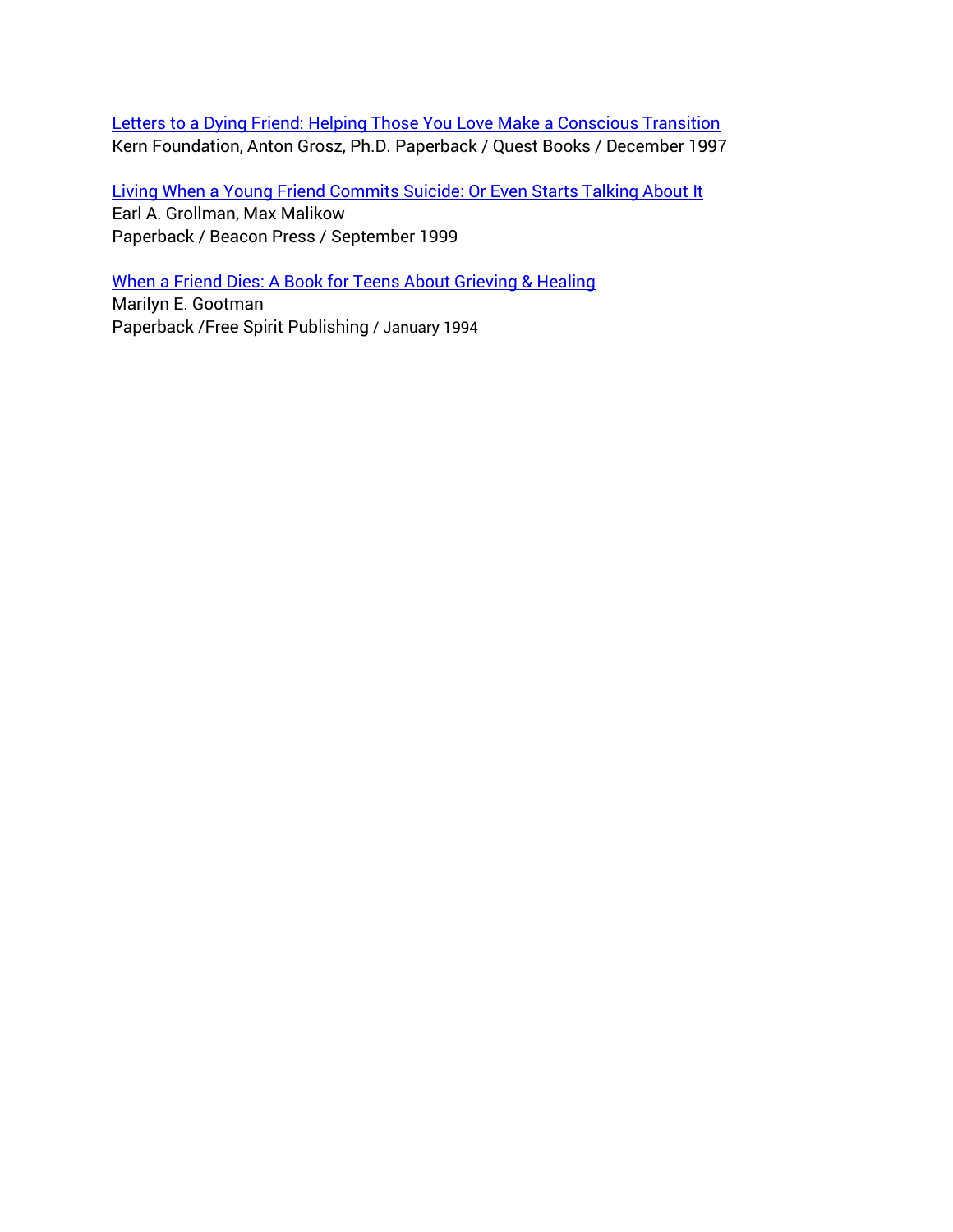Letters to a Dying Friend: Helping Those You Love Make a Conscious Transition
Kern Foundation, Anton Grosz, Ph.D. Paperback / Quest Books / December 1997

Living When a Young Friend Commits Suicide: Or Even Starts Talking About It
Earl A. Grollman, Max Malikow
Paperback / Beacon Press / September 1999

When a Friend Dies: A Book for Teens About Grieving & Healing
Marilyn E. Gootman
Paperback /Free Spirit Publishing / January 1994